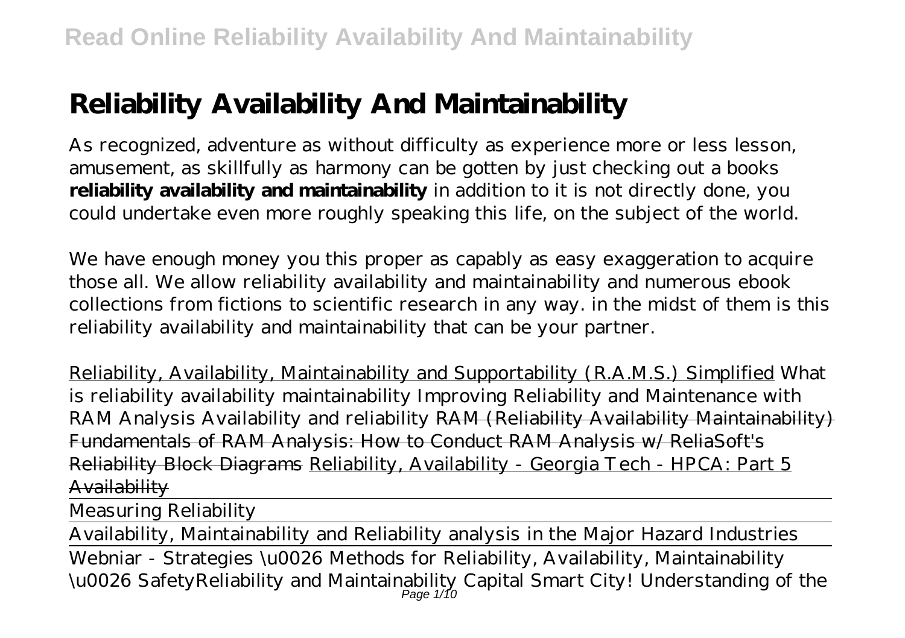# Reliability Availability And Maintainability

As recognized, adventure as without difficulty as experience more or less lesson, amusement, as skillfully as harmony can be gotten by just checking out a books **reliability availability and maintainability** in addition to it is not directly done, you could undertake even more roughly speaking this life, on the subject of the world.

We have enough money you this proper as capably as easy exaggeration to acquire those all. We allow reliability availability and maintainability and numerous ebook collections from fictions to scientific research in any way. in the midst of them is this reliability availability and maintainability that can be your partner.

Reliability, Availability, Maintainability and Supportability (R.A.M.S.) Simplified *What is reliability availability maintainability Improving Reliability and Maintenance with RAM Analysis Availability and reliability* RAM (Reliability Availability Maintainability) Fundamentals of RAM Analysis: How to Conduct RAM Analysis w/ ReliaSoft's Reliability Block Diagrams Reliability, Availability - Georgia Tech - HPCA: Part 5 Availability

Measuring Reliability

Availability, Maintainability and Reliability analysis in the Major Hazard Industries

Webniar - Strategies \u0026 Methods for Reliability, Availability, Maintainability \u0026 Safety*Reliability and Maintainability Capital Smart City! Understanding of the*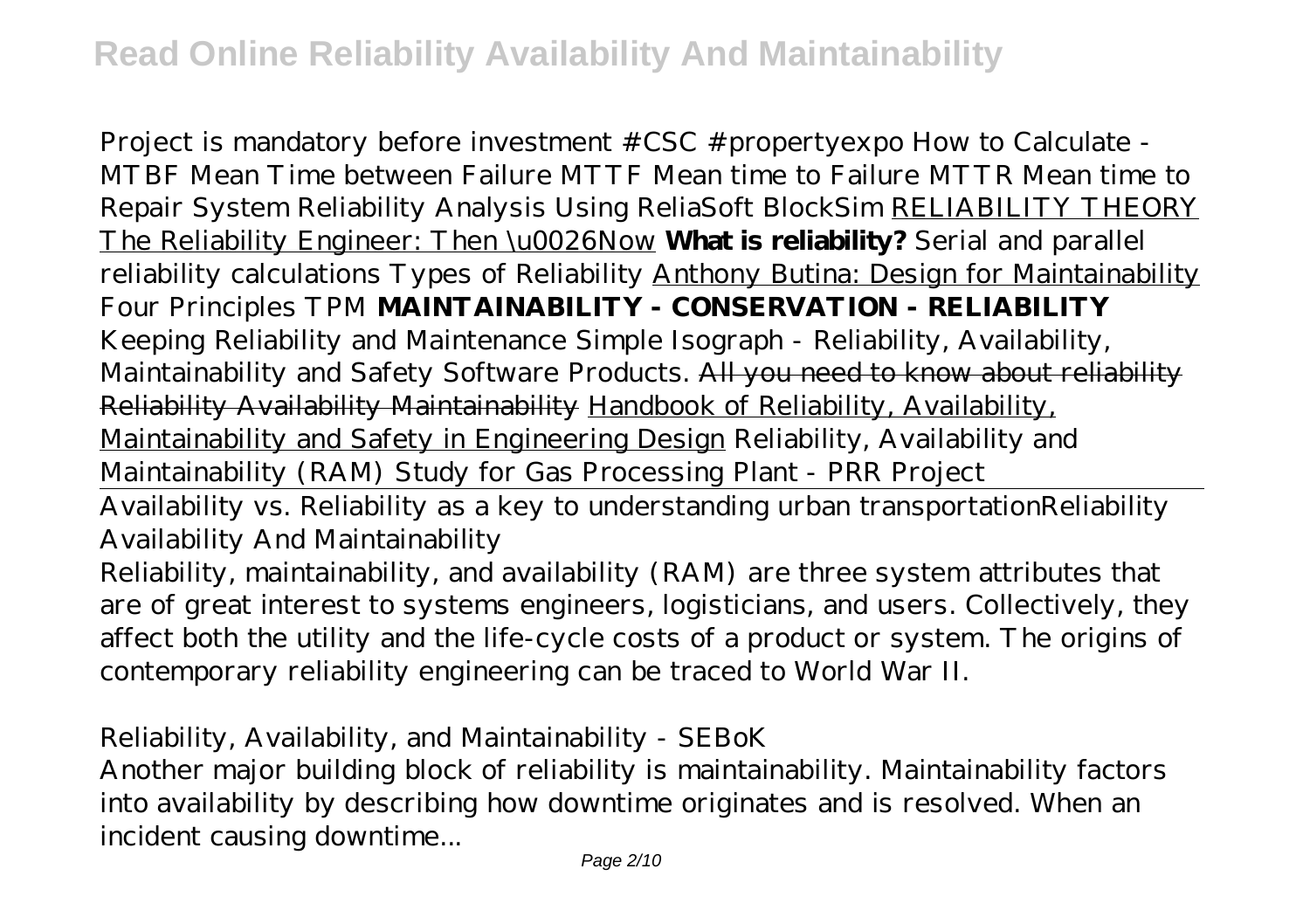*Project is mandatory before investment #CSC #propertyexpo How to Calculate - MTBF Mean Time between Failure MTTF Mean time to Failure MTTR Mean time to Repair System Reliability Analysis Using ReliaSoft BlockSim* RELIABILITY THEORY The Reliability Engineer: Then \u0026Now **What is reliability?** *Serial and parallel reliability calculations Types of Reliability* Anthony Butina: Design for Maintainability *Four Principles TPM* **MAINTAINABILITY - CONSERVATION - RELIABILITY** *Keeping Reliability and Maintenance Simple Isograph - Reliability, Availability, Maintainability and Safety Software Products.* ~~All you need to know about reliability~~ ~~Reliability Availability Maintainability~~ Handbook of Reliability, Availability, Maintainability and Safety in Engineering Design *Reliability, Availability and Maintainability (RAM) Study for Gas Processing Plant - PRR Project*

*Availability vs. Reliability as a key to understanding urban transportationReliability Availability And Maintainability*

Reliability, maintainability, and availability (RAM) are three system attributes that are of great interest to systems engineers, logisticians, and users. Collectively, they affect both the utility and the life-cycle costs of a product or system. The origins of contemporary reliability engineering can be traced to World War II.

*Reliability, Availability, and Maintainability - SEBoK*

Another major building block of reliability is maintainability. Maintainability factors into availability by describing how downtime originates and is resolved. When an incident causing downtime...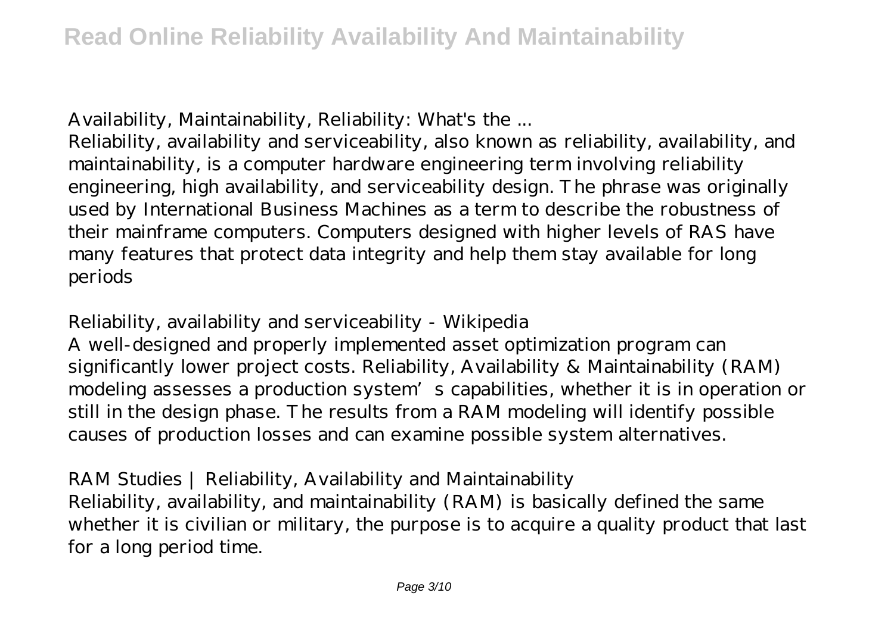## Availability, Maintainability, Reliability: What's the ...

Reliability, availability and serviceability, also known as reliability, availability, and maintainability, is a computer hardware engineering term involving reliability engineering, high availability, and serviceability design. The phrase was originally used by International Business Machines as a term to describe the robustness of their mainframe computers. Computers designed with higher levels of RAS have many features that protect data integrity and help them stay available for long periods

## Reliability, availability and serviceability - Wikipedia

A well-designed and properly implemented asset optimization program can significantly lower project costs. Reliability, Availability & Maintainability (RAM) modeling assesses a production system's capabilities, whether it is in operation or still in the design phase. The results from a RAM modeling will identify possible causes of production losses and can examine possible system alternatives.

## RAM Studies | Reliability, Availability and Maintainability

Reliability, availability, and maintainability (RAM) is basically defined the same whether it is civilian or military, the purpose is to acquire a quality product that last for a long period time.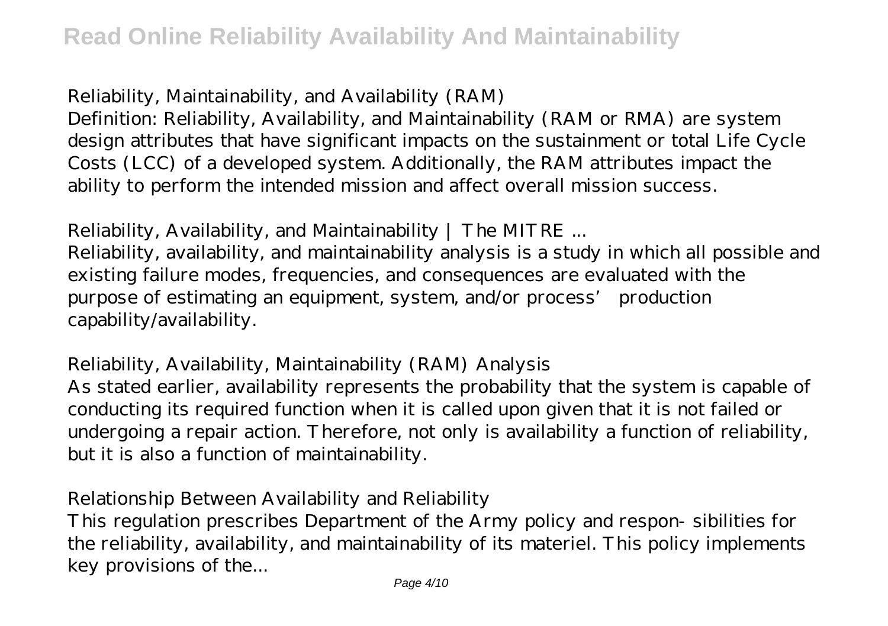## Reliability, Maintainability, and Availability (RAM)

Definition: Reliability, Availability, and Maintainability (RAM or RMA) are system design attributes that have significant impacts on the sustainment or total Life Cycle Costs (LCC) of a developed system. Additionally, the RAM attributes impact the ability to perform the intended mission and affect overall mission success.

## Reliability, Availability, and Maintainability | The MITRE ...

Reliability, availability, and maintainability analysis is a study in which all possible and existing failure modes, frequencies, and consequences are evaluated with the purpose of estimating an equipment, system, and/or process' production capability/availability.

## Reliability, Availability, Maintainability (RAM) Analysis

As stated earlier, availability represents the probability that the system is capable of conducting its required function when it is called upon given that it is not failed or undergoing a repair action. Therefore, not only is availability a function of reliability, but it is also a function of maintainability.

## Relationship Between Availability and Reliability

This regulation prescribes Department of the Army policy and respon- sibilities for the reliability, availability, and maintainability of its materiel. This policy implements key provisions of the...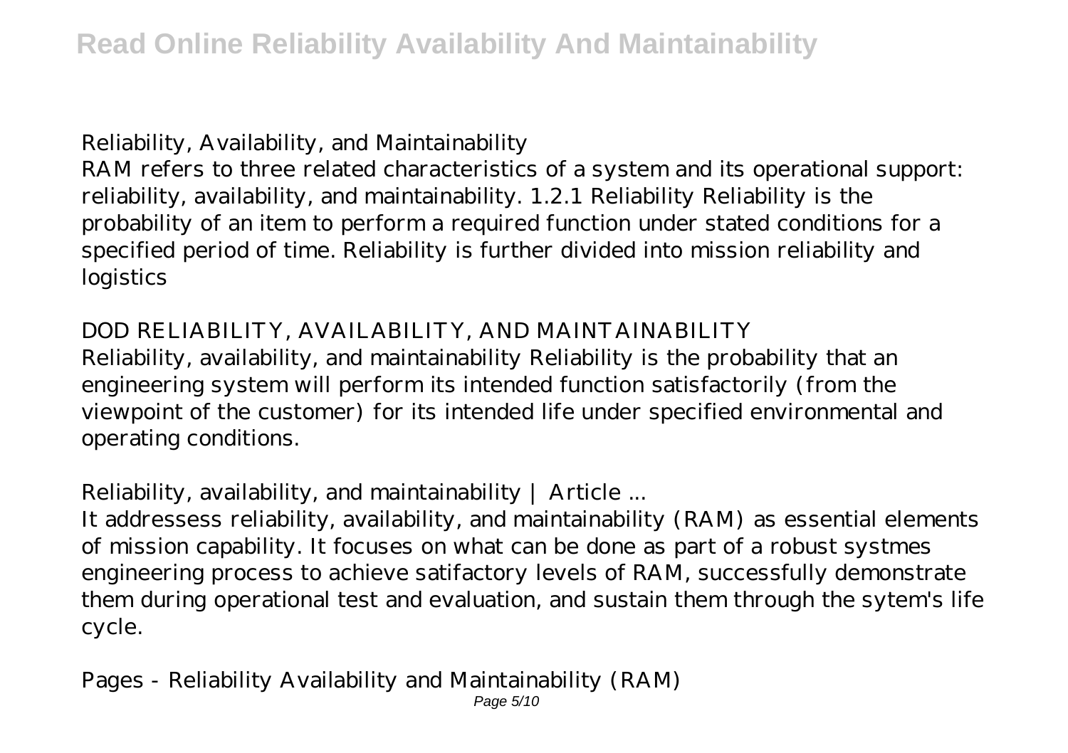### Reliability, Availability, and Maintainability

RAM refers to three related characteristics of a system and its operational support: reliability, availability, and maintainability. 1.2.1 Reliability Reliability is the probability of an item to perform a required function under stated conditions for a specified period of time. Reliability is further divided into mission reliability and logistics

### DOD RELIABILITY, AVAILABILITY, AND MAINTAINABILITY

Reliability, availability, and maintainability Reliability is the probability that an engineering system will perform its intended function satisfactorily (from the viewpoint of the customer) for its intended life under specified environmental and operating conditions.

### Reliability, availability, and maintainability | Article ...

It addressess reliability, availability, and maintainability (RAM) as essential elements of mission capability. It focuses on what can be done as part of a robust systmes engineering process to achieve satifactory levels of RAM, successfully demonstrate them during operational test and evaluation, and sustain them through the sytem's life cycle.

### Pages - Reliability Availability and Maintainability (RAM)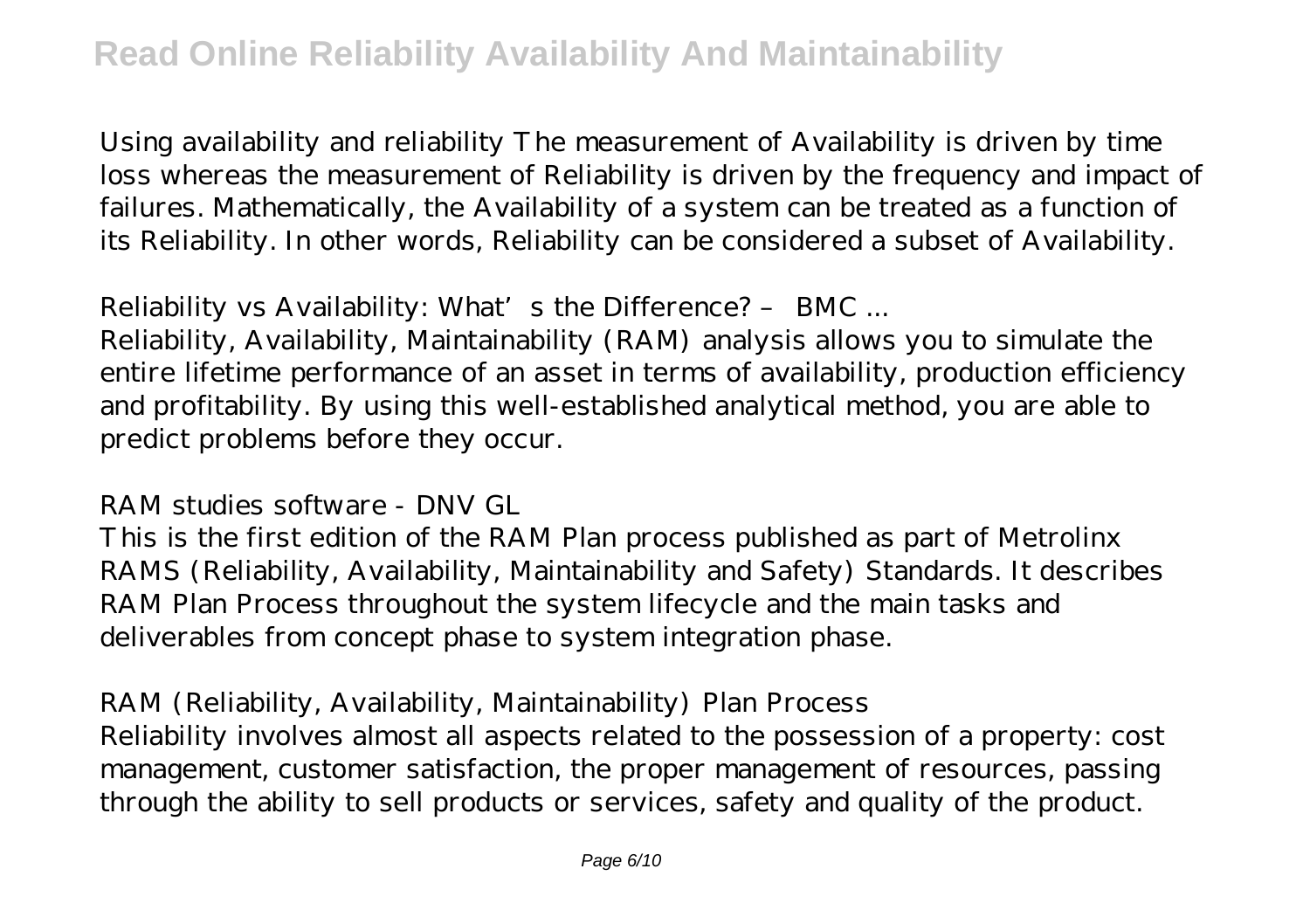Using availability and reliability The measurement of Availability is driven by time loss whereas the measurement of Reliability is driven by the frequency and impact of failures. Mathematically, the Availability of a system can be treated as a function of its Reliability. In other words, Reliability can be considered a subset of Availability.

*Reliability vs Availability: What's the Difference? – BMC ...*

Reliability, Availability, Maintainability (RAM) analysis allows you to simulate the entire lifetime performance of an asset in terms of availability, production efficiency and profitability. By using this well-established analytical method, you are able to predict problems before they occur.

*RAM studies software - DNV GL*

This is the first edition of the RAM Plan process published as part of Metrolinx RAMS (Reliability, Availability, Maintainability and Safety) Standards. It describes RAM Plan Process throughout the system lifecycle and the main tasks and deliverables from concept phase to system integration phase.

*RAM (Reliability, Availability, Maintainability) Plan Process*

Reliability involves almost all aspects related to the possession of a property: cost management, customer satisfaction, the proper management of resources, passing through the ability to sell products or services, safety and quality of the product.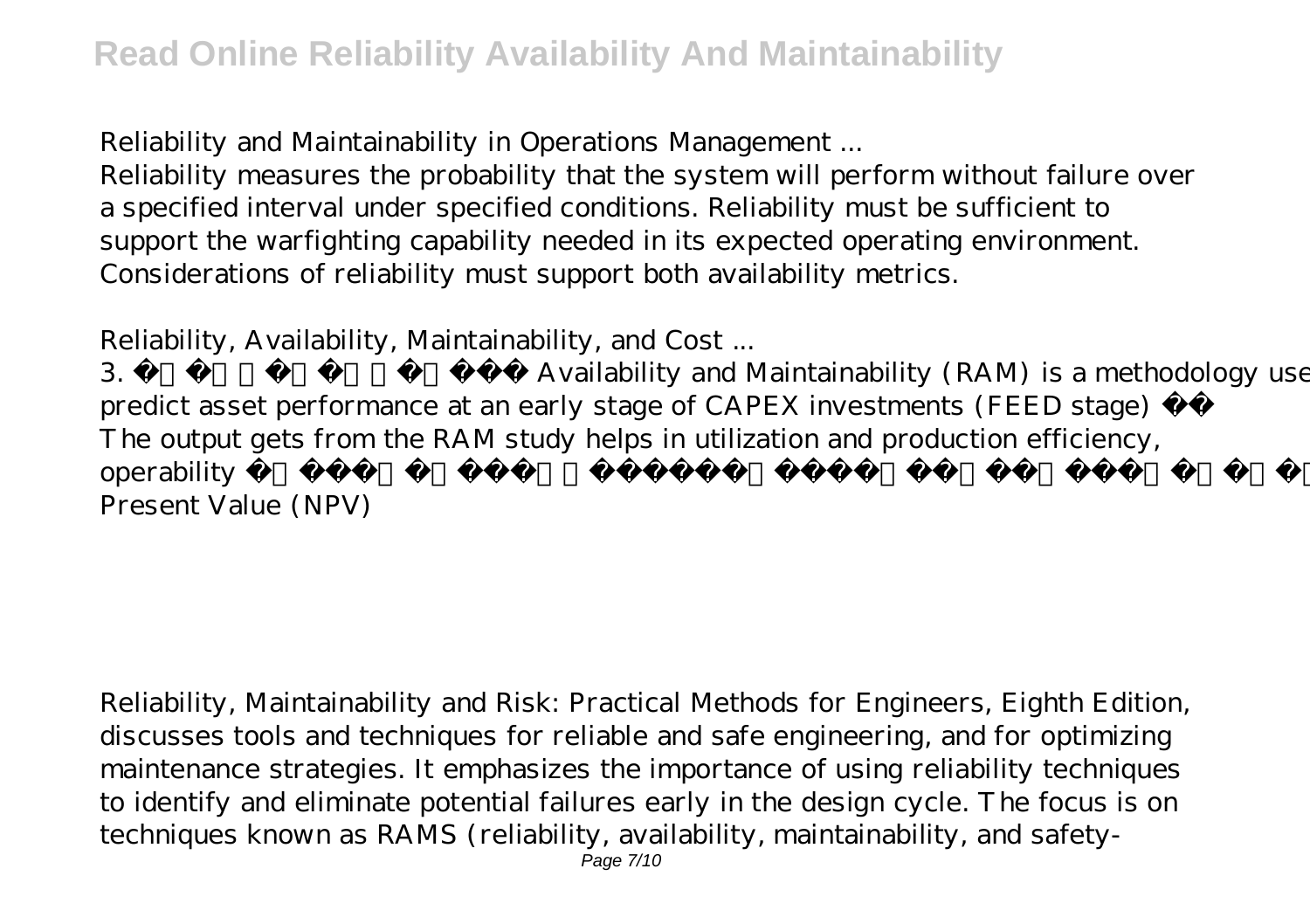Reliability and Maintainability in Operations Management ...

Reliability measures the probability that the system will perform without failure over a specified interval under specified conditions. Reliability must be sufficient to support the warfighting capability needed in its expected operating environment. Considerations of reliability must support both availability metrics.

Reliability, Availability, Maintainability, and Cost ...

3. Availability and Maintainability (RAM) is a methodology used to predict asset performance at an early stage of CAPEX investments (FEED stage) The output gets from the RAM study helps in utilization and production efficiency, operability Present Value (NPV)

Reliability, Maintainability and Risk: Practical Methods for Engineers, Eighth Edition, discusses tools and techniques for reliable and safe engineering, and for optimizing maintenance strategies. It emphasizes the importance of using reliability techniques to identify and eliminate potential failures early in the design cycle. The focus is on techniques known as RAMS (reliability, availability, maintainability, and safety-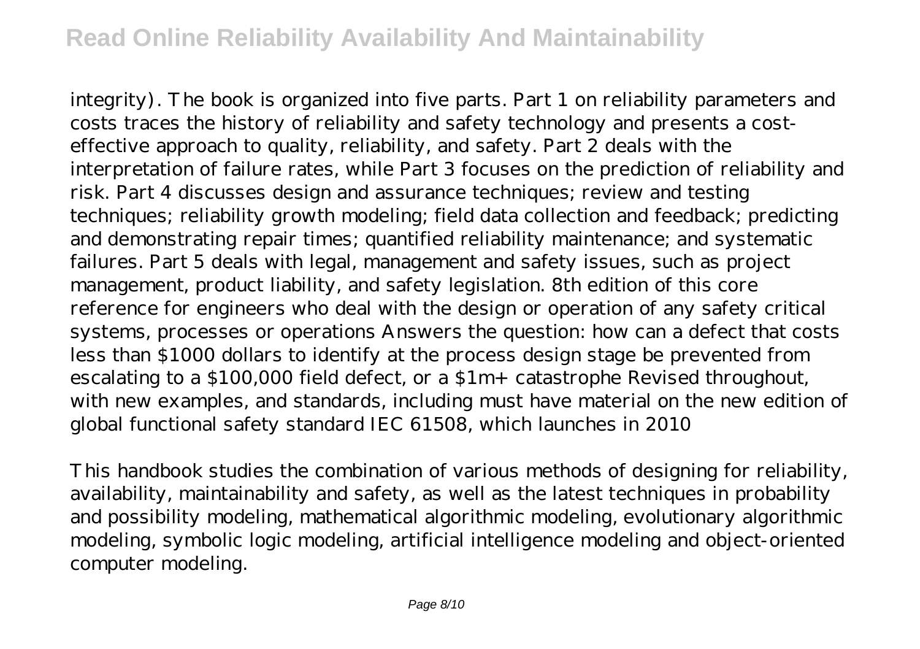integrity). The book is organized into five parts. Part 1 on reliability parameters and costs traces the history of reliability and safety technology and presents a cost-effective approach to quality, reliability, and safety. Part 2 deals with the interpretation of failure rates, while Part 3 focuses on the prediction of reliability and risk. Part 4 discusses design and assurance techniques; review and testing techniques; reliability growth modeling; field data collection and feedback; predicting and demonstrating repair times; quantified reliability maintenance; and systematic failures. Part 5 deals with legal, management and safety issues, such as project management, product liability, and safety legislation. 8th edition of this core reference for engineers who deal with the design or operation of any safety critical systems, processes or operations Answers the question: how can a defect that costs less than $1000 dollars to identify at the process design stage be prevented from escalating to a $100,000 field defect, or a $1m+ catastrophe Revised throughout, with new examples, and standards, including must have material on the new edition of global functional safety standard IEC 61508, which launches in 2010

This handbook studies the combination of various methods of designing for reliability, availability, maintainability and safety, as well as the latest techniques in probability and possibility modeling, mathematical algorithmic modeling, evolutionary algorithmic modeling, symbolic logic modeling, artificial intelligence modeling and object-oriented computer modeling.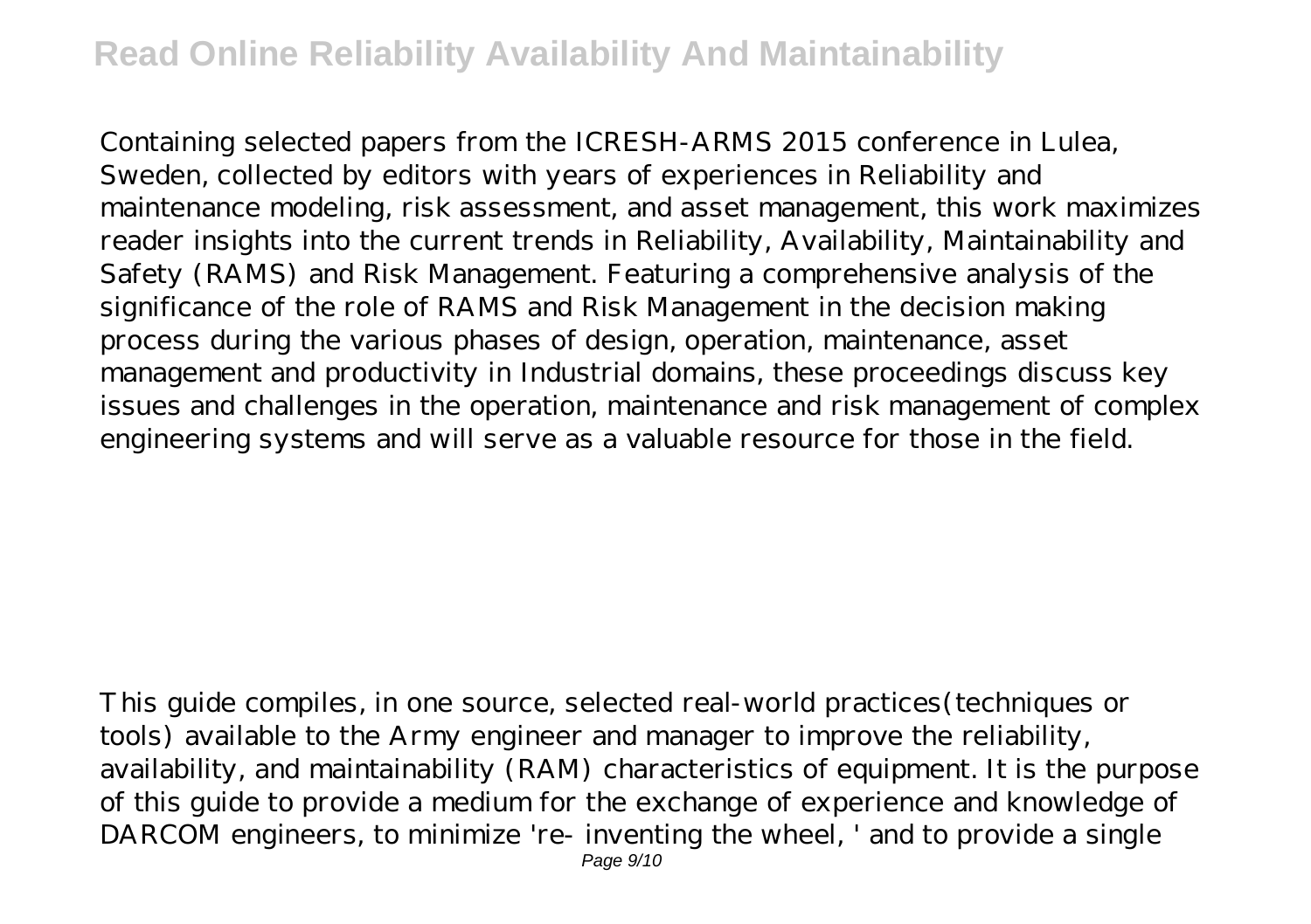Containing selected papers from the ICRESH-ARMS 2015 conference in Lulea, Sweden, collected by editors with years of experiences in Reliability and maintenance modeling, risk assessment, and asset management, this work maximizes reader insights into the current trends in Reliability, Availability, Maintainability and Safety (RAMS) and Risk Management. Featuring a comprehensive analysis of the significance of the role of RAMS and Risk Management in the decision making process during the various phases of design, operation, maintenance, asset management and productivity in Industrial domains, these proceedings discuss key issues and challenges in the operation, maintenance and risk management of complex engineering systems and will serve as a valuable resource for those in the field.

This guide compiles, in one source, selected real-world practices(techniques or tools) available to the Army engineer and manager to improve the reliability, availability, and maintainability (RAM) characteristics of equipment. It is the purpose of this guide to provide a medium for the exchange of experience and knowledge of DARCOM engineers, to minimize 're- inventing the wheel, ' and to provide a single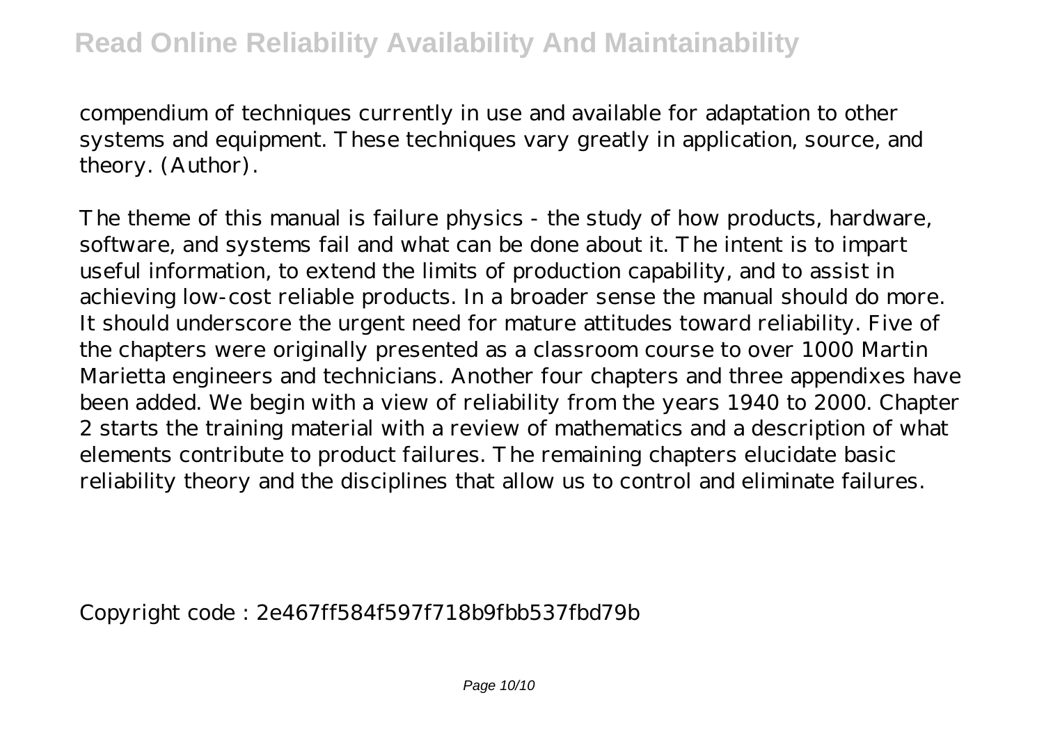compendium of techniques currently in use and available for adaptation to other systems and equipment. These techniques vary greatly in application, source, and theory. (Author).

The theme of this manual is failure physics - the study of how products, hardware, software, and systems fail and what can be done about it. The intent is to impart useful information, to extend the limits of production capability, and to assist in achieving low-cost reliable products. In a broader sense the manual should do more. It should underscore the urgent need for mature attitudes toward reliability. Five of the chapters were originally presented as a classroom course to over 1000 Martin Marietta engineers and technicians. Another four chapters and three appendixes have been added. We begin with a view of reliability from the years 1940 to 2000. Chapter 2 starts the training material with a review of mathematics and a description of what elements contribute to product failures. The remaining chapters elucidate basic reliability theory and the disciplines that allow us to control and eliminate failures.

Copyright code : 2e467ff584f597f718b9fbb537fbd79b